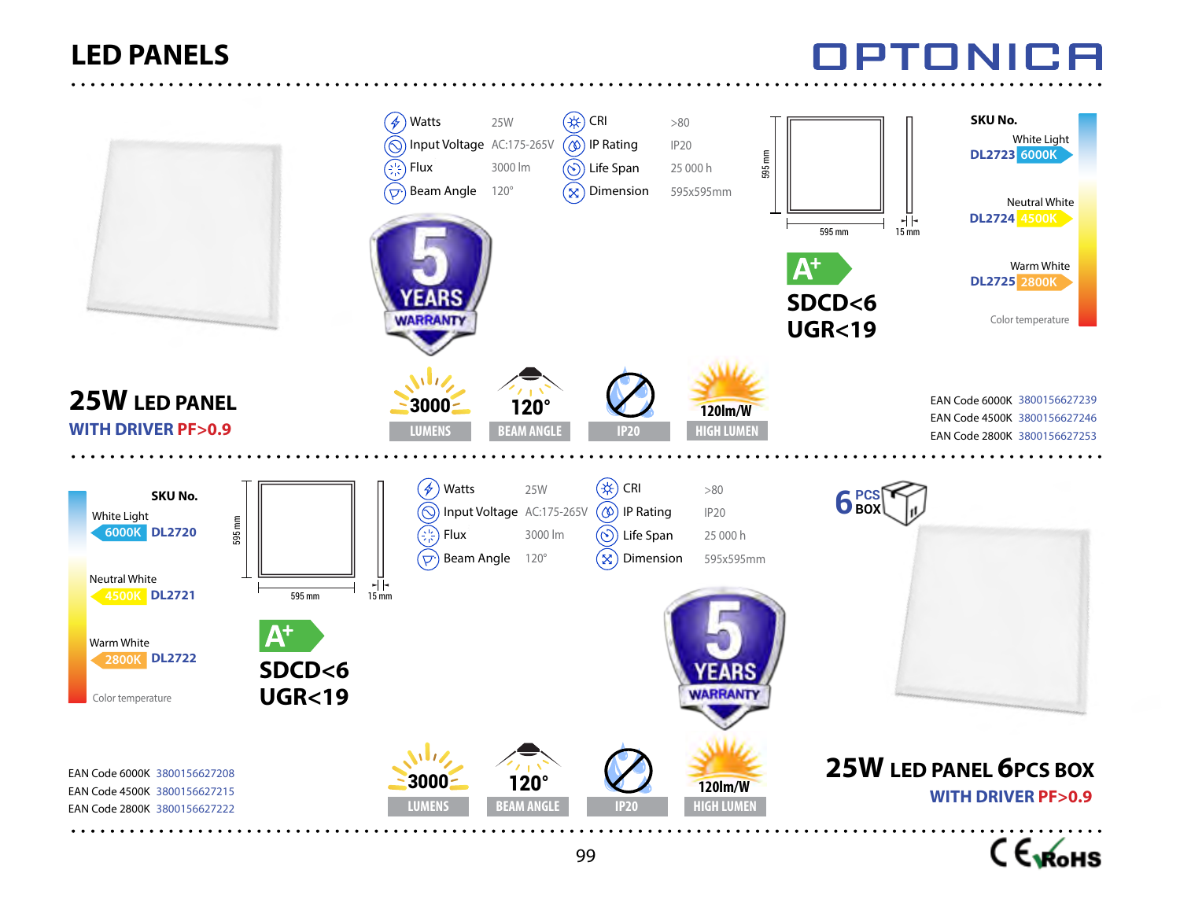# LED PANELS

OPTONICA

## 25W LED PANEL

**WITH DRIVER PF>0.9**

| | | | |
|---|---|---|---|
| Watts | 25W | CRI | >80 |
| Input Voltage | AC:175-265V | IP Rating | IP20 |
| Flux | 3000 lm | Life Span | 25 000 h |
| Beam Angle | 120° | Dimension | 595x595mm |

5 YEARS WARRANTY

595 mm × 595 mm, 15 mm

A+

**SDCD<6**
**UGR<19**

| SKU No. | | Color temperature |
|---|---|---|
| DL2723 | White Light | 6000K |
| DL2724 | Neutral White | 4500K |
| DL2725 | Warm White | 2800K |

3000 LUMENS | 120° BEAM ANGLE | IP20 | 120lm/W HIGH LUMEN

EAN Code 6000K 3800156627239
EAN Code 4500K 3800156627246
EAN Code 2800K 3800156627253

## 25W LED PANEL 6PCS BOX

**WITH DRIVER PF>0.9**

| SKU No. | | Color temperature |
|---|---|---|
| DL2720 | White Light | 6000K |
| DL2721 | Neutral White | 4500K |
| DL2722 | Warm White | 2800K |

595 mm × 595 mm, 15 mm

A+

**SDCD<6**
**UGR<19**

| | | | |
|---|---|---|---|
| Watts | 25W | CRI | >80 |
| Input Voltage | AC:175-265V | IP Rating | IP20 |
| Flux | 3000 lm | Life Span | 25 000 h |
| Beam Angle | 120° | Dimension | 595x595mm |

6 PCS BOX

5 YEARS WARRANTY

3000 LUMENS | 120° BEAM ANGLE | IP20 | 120lm/W HIGH LUMEN

EAN Code 6000K 3800156627208
EAN Code 4500K 3800156627215
EAN Code 2800K 3800156627222

CE RoHS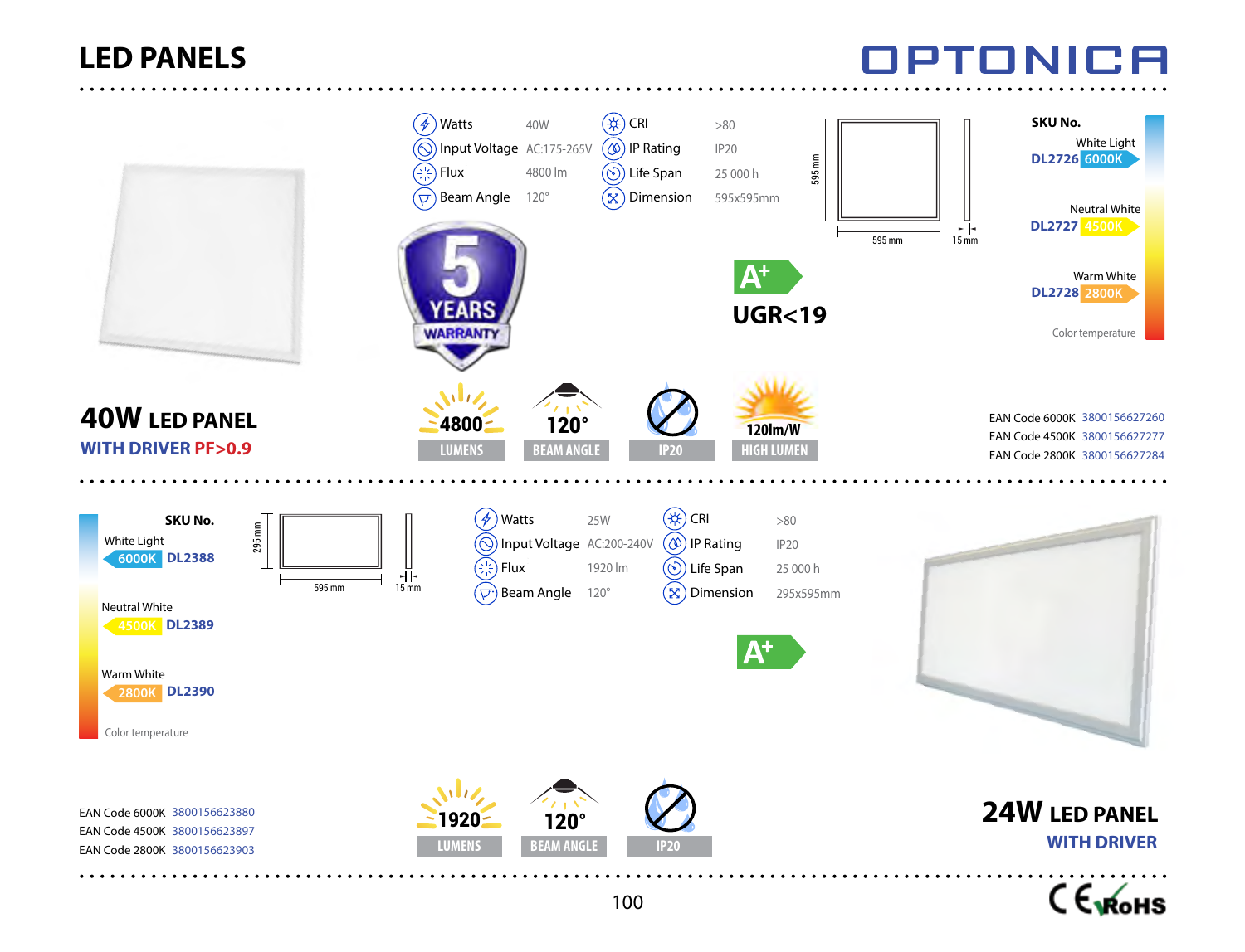# LED PANELS

OPTONICA

## 40W LED PANEL

**WITH DRIVER PF>0.9**

| | | | |
|---|---|---|---|
| Watts | 40W | CRI | >80 |
| Input Voltage | AC:175-265V | IP Rating | IP20 |
| Flux | 4800 lm | Life Span | 25 000 h |
| Beam Angle | 120° | Dimension | 595x595mm |

5 YEARS WARRANTY

595 mm × 595 mm, 15 mm

A+

UGR<19

4800 LUMENS | 120° BEAM ANGLE | IP20 | 120lm/W HIGH LUMEN

**SKU No.**

| Color temperature | | SKU |
|---|---|---|
| White Light | 6000K | DL2726 |
| Neutral White | 4500K | DL2727 |
| Warm White | 2800K | DL2728 |

EAN Code 6000K 3800156627260
EAN Code 4500K 3800156627277
EAN Code 2800K 3800156627284

## 24W LED PANEL

**WITH DRIVER**

**SKU No.**

| Color temperature | | SKU |
|---|---|---|
| White Light | 6000K | DL2388 |
| Neutral White | 4500K | DL2389 |
| Warm White | 2800K | DL2390 |

295 mm × 595 mm, 15 mm

| | | | |
|---|---|---|---|
| Watts | 25W | CRI | >80 |
| Input Voltage | AC:200-240V | IP Rating | IP20 |
| Flux | 1920 lm | Life Span | 25 000 h |
| Beam Angle | 120° | Dimension | 295x595mm |

A+

EAN Code 6000K 3800156623880
EAN Code 4500K 3800156623897
EAN Code 2800K 3800156623903

1920 LUMENS | 120° BEAM ANGLE | IP20

CE RoHS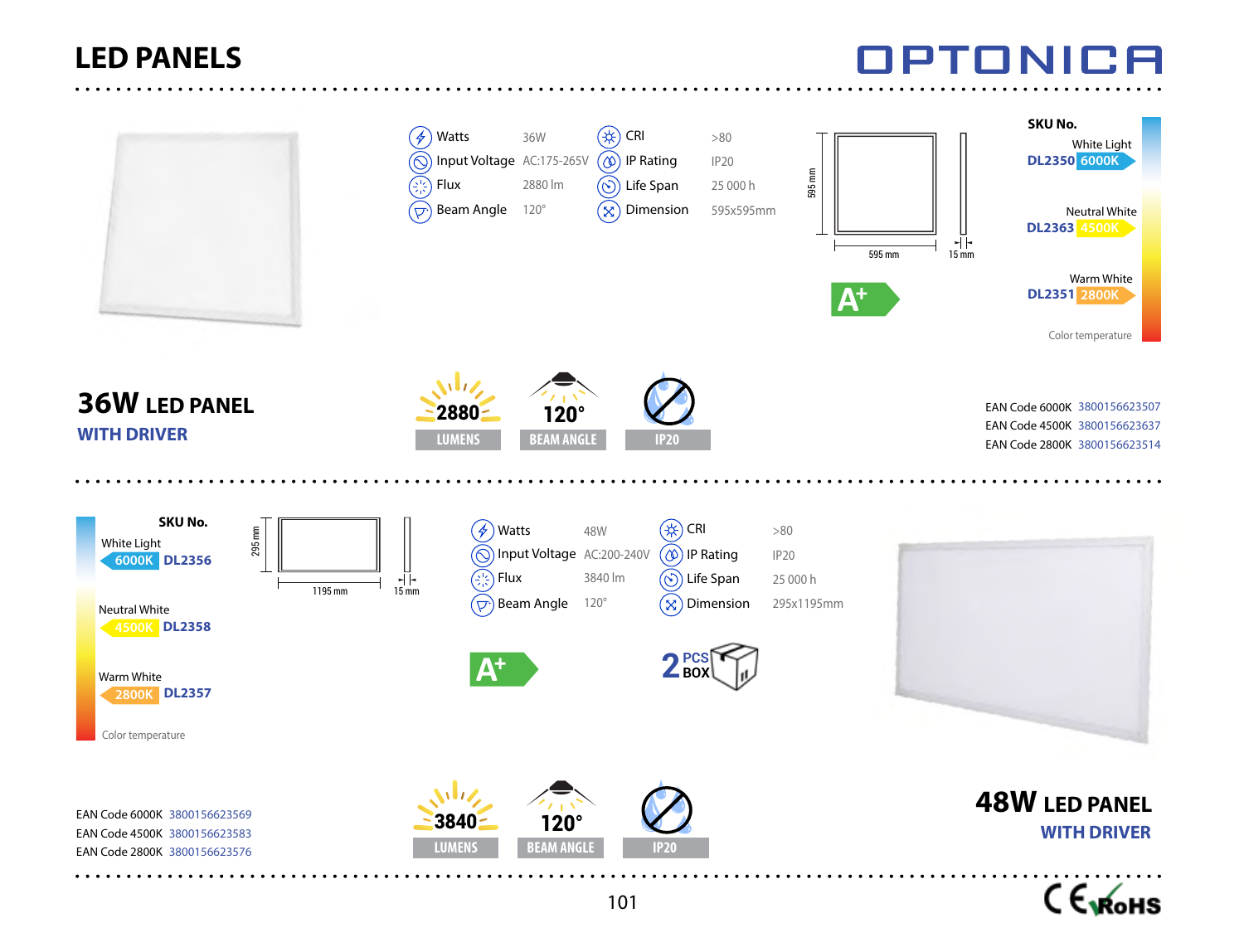# LED PANELS

OPTONICA

## 36W LED PANEL
### WITH DRIVER

| | | | |
|---|---|---|---|
| Watts | 36W | CRI | >80 |
| Input Voltage | AC:175-265V | IP Rating | IP20 |
| Flux | 2880 lm | Life Span | 25 000 h |
| Beam Angle | 120° | Dimension | 595x595mm |

595 mm × 595 mm, 15 mm

A+

**SKU No.**

| Color temperature | SKU No. |
|---|---|
| White Light 6000K | DL2350 |
| Neutral White 4500K | DL2363 |
| Warm White 2800K | DL2351 |

2880 LUMENS | 120° BEAM ANGLE | IP20

| | |
|---|---|
| EAN Code 6000K | 3800156623507 |
| EAN Code 4500K | 3800156623637 |
| EAN Code 2800K | 3800156623514 |

## 48W LED PANEL
### WITH DRIVER

**SKU No.**

| Color temperature | SKU No. |
|---|---|
| White Light 6000K | DL2356 |
| Neutral White 4500K | DL2358 |
| Warm White 2800K | DL2357 |

295 mm × 1195 mm, 15 mm

| | | | |
|---|---|---|---|
| Watts | 48W | CRI | >80 |
| Input Voltage | AC:200-240V | IP Rating | IP20 |
| Flux | 3840 lm | Life Span | 25 000 h |
| Beam Angle | 120° | Dimension | 295x1195mm |

A+

2 PCS BOX

3840 LUMENS | 120° BEAM ANGLE | IP20

| | |
|---|---|
| EAN Code 6000K | 3800156623569 |
| EAN Code 4500K | 3800156623583 |
| EAN Code 2800K | 3800156623576 |

CE RoHS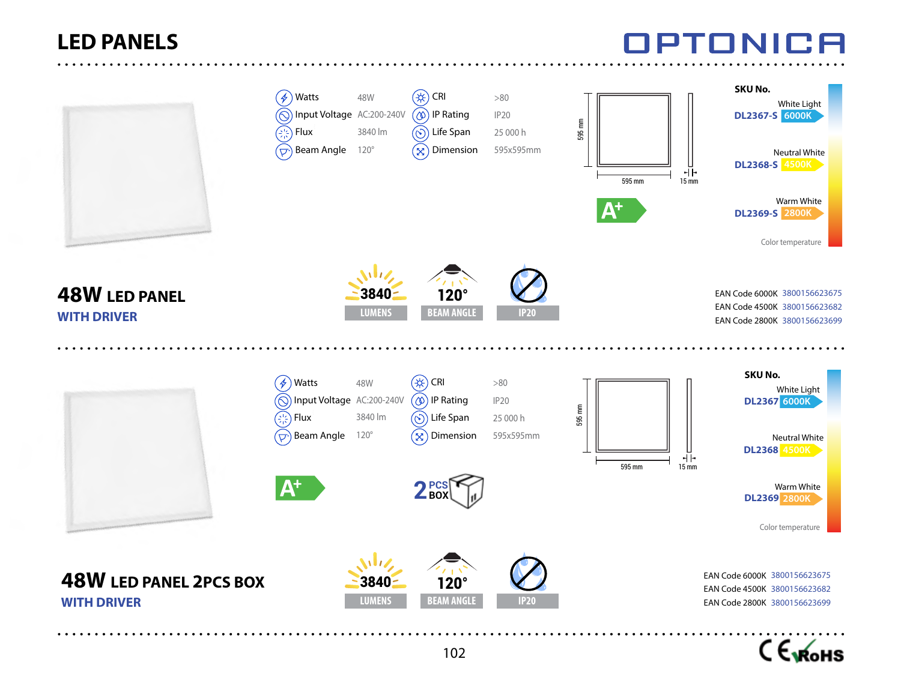# LED PANELS

OPTONICA

## 48W LED PANEL
### WITH DRIVER

| | | | |
|---|---|---|---|
| Watts | 48W | CRI | >80 |
| Input Voltage | AC:200-240V | IP Rating | IP20 |
| Flux | 3840 lm | Life Span | 25 000 h |
| Beam Angle | 120° | Dimension | 595x595mm |

595 mm × 595 mm, 15 mm

A+

3840 LUMENS | 120° BEAM ANGLE | IP20

**SKU No.**

| SKU | Color | Temperature |
|---|---|---|
| DL2367-S | White Light | 6000K |
| DL2368-S | Neutral White | 4500K |
| DL2369-S | Warm White | 2800K |

Color temperature

EAN Code 6000K 3800156623675
EAN Code 4500K 3800156623682
EAN Code 2800K 3800156623699

## 48W LED PANEL 2PCS BOX
### WITH DRIVER

| | | | |
|---|---|---|---|
| Watts | 48W | CRI | >80 |
| Input Voltage | AC:200-240V | IP Rating | IP20 |
| Flux | 3840 lm | Life Span | 25 000 h |
| Beam Angle | 120° | Dimension | 595x595mm |

595 mm × 595 mm, 15 mm

A+

2 PCS BOX

3840 LUMENS | 120° BEAM ANGLE | IP20

**SKU No.**

| SKU | Color | Temperature |
|---|---|---|
| DL2367 | White Light | 6000K |
| DL2368 | Neutral White | 4500K |
| DL2369 | Warm White | 2800K |

Color temperature

EAN Code 6000K 3800156623675
EAN Code 4500K 3800156623682
EAN Code 2800K 3800156623699

CE RoHS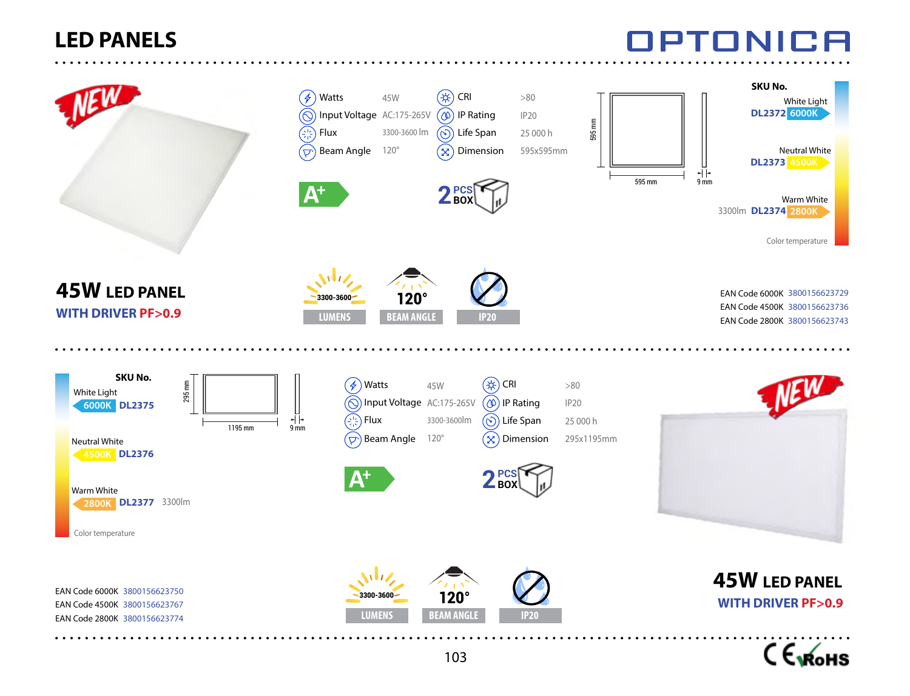# LED PANELS

OPTONICA

## 45W LED PANEL

### WITH DRIVER PF>0.9

| | | | |
|---|---|---|---|
| Watts | 45W | CRI | >80 |
| Input Voltage | AC:175-265V | IP Rating | IP20 |
| Flux | 3300-3600 lm | Life Span | 25 000 h |
| Beam Angle | 120° | Dimension | 595x595mm |

A+

2 PCS BOX

595 mm × 595 mm, 9 mm

**SKU No.**

| Color temperature | SKU |
|---|---|
| White Light 6000K | DL2372 |
| Neutral White 4500K | DL2373 |
| Warm White 2800K | DL2374 |

3300lm

3300-3600 LUMENS | 120° BEAM ANGLE | IP20

| | |
|---|---|
| EAN Code 6000K | 3800156623729 |
| EAN Code 4500K | 3800156623736 |
| EAN Code 2800K | 3800156623743 |

## 45W LED PANEL

### WITH DRIVER PF>0.9

**SKU No.**

| Color temperature | SKU |
|---|---|
| White Light 6000K | DL2375 |
| Neutral White 4500K | DL2376 |
| Warm White 2800K | DL2377 |

3300lm

295 mm × 1195 mm, 9 mm

| | | | |
|---|---|---|---|
| Watts | 45W | CRI | >80 |
| Input Voltage | AC:175-265V | IP Rating | IP20 |
| Flux | 3300-3600lm | Life Span | 25 000 h |
| Beam Angle | 120° | Dimension | 295x1195mm |

A+

2 PCS BOX

3300-3600 LUMENS | 120° BEAM ANGLE | IP20

| | |
|---|---|
| EAN Code 6000K | 3800156623750 |
| EAN Code 4500K | 3800156623767 |
| EAN Code 2800K | 3800156623774 |

CE RoHS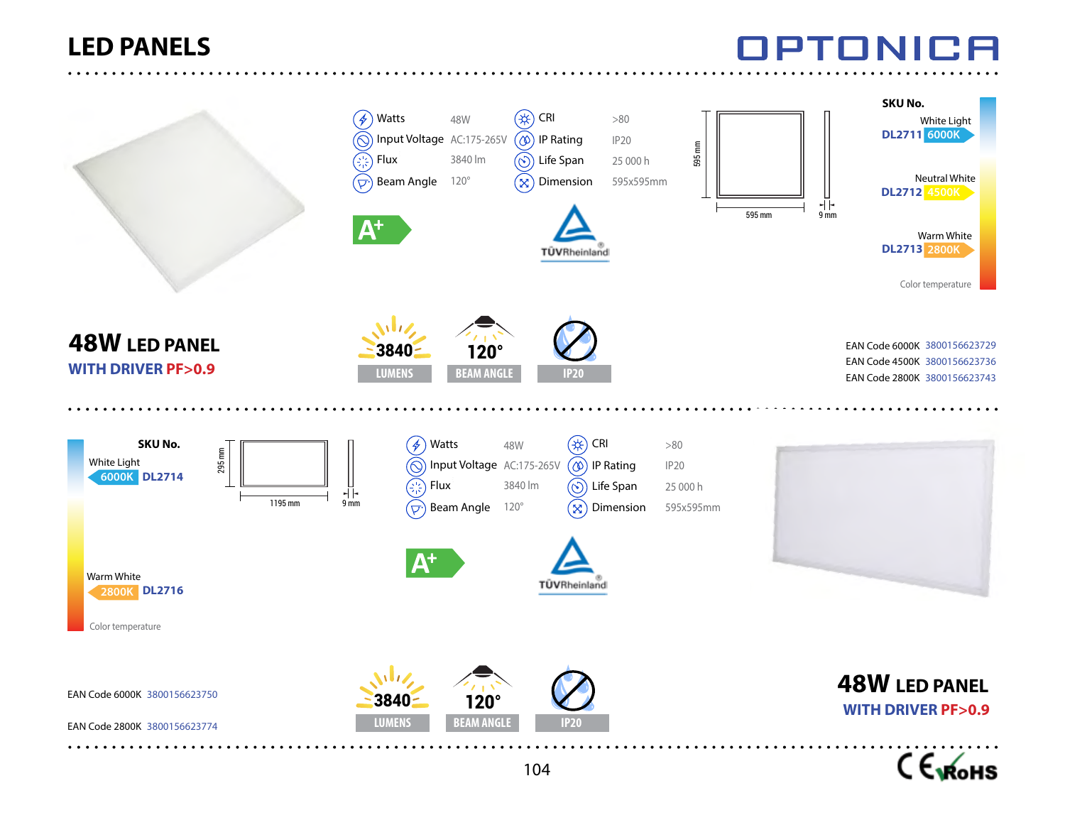# LED PANELS

OPTONICA

| | | | |
|---|---|---|---|
| Watts | 48W | CRI | >80 |
| Input Voltage | AC:175-265V | IP Rating | IP20 |
| Flux | 3840 lm | Life Span | 25 000 h |
| Beam Angle | 120° | Dimension | 595x595mm |

A+

TÜVRheinland

595 mm | 595 mm | 9 mm

**SKU No.**

| Color | SKU | Temperature |
|---|---|---|
| White Light | DL2711 | 6000K |
| Neutral White | DL2712 | 4500K |
| Warm White | DL2713 | 2800K |

Color temperature

## 48W LED PANEL

**WITH DRIVER PF>0.9**

3840 LUMENS | 120° BEAM ANGLE | IP20

EAN Code 6000K 3800156623729

EAN Code 4500K 3800156623736

EAN Code 2800K 3800156623743

---

**SKU No.**

| Color | Temperature | SKU |
|---|---|---|
| White Light | 6000K | DL2714 |
| Warm White | 2800K | DL2716 |

Color temperature

295 mm | 1195 mm | 9 mm

| | | | |
|---|---|---|---|
| Watts | 48W | CRI | >80 |
| Input Voltage | AC:175-265V | IP Rating | IP20 |
| Flux | 3840 lm | Life Span | 25 000 h |
| Beam Angle | 120° | Dimension | 595x595mm |

A+

TÜVRheinland

EAN Code 6000K 3800156623750

EAN Code 2800K 3800156623774

3840 LUMENS | 120° BEAM ANGLE | IP20

## 48W LED PANEL

**WITH DRIVER PF>0.9**

CE RoHS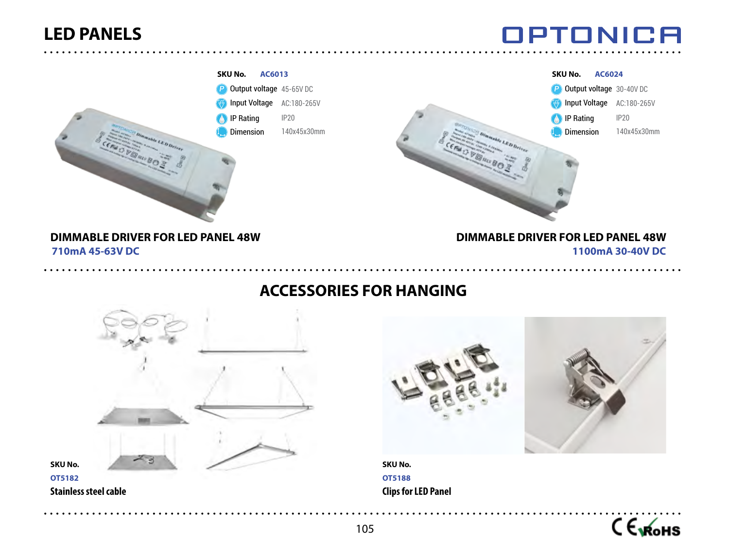# LED PANELS

| SKU No. | AC6013 |
| --- | --- |
| Output voltage | 45-65V DC |
| Input Voltage | AC:180-265V |
| IP Rating | IP20 |
| Dimension | 140x45x30mm |

**DIMMABLE DRIVER FOR LED PANEL 48W**
**710mA 45-63V DC**

| SKU No. | AC6024 |
| --- | --- |
| Output voltage | 30-40V DC |
| Input Voltage | AC:180-265V |
| IP Rating | IP20 |
| Dimension | 140x45x30mm |

**DIMMABLE DRIVER FOR LED PANEL 48W**
**1100mA 30-40V DC**

## ACCESSORIES FOR HANGING

**SKU No.**
OT5182
**Stainless steel cable**

**SKU No.**
OT5188
**Clips for LED Panel**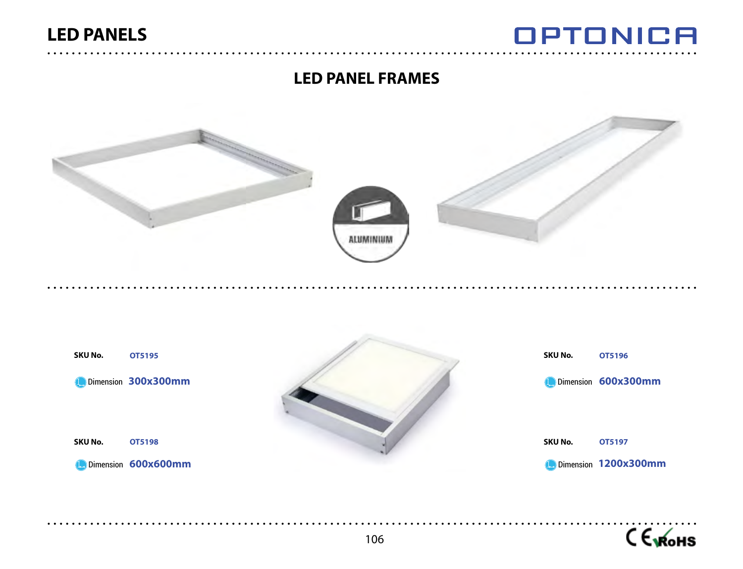# LED PANELS

## LED PANEL FRAMES

ALUMINIUM

**SKU No.** OT5195

Dimension **300x300mm**

**SKU No.** OT5198

Dimension **600x600mm**

**SKU No.** OT5196

Dimension **600x300mm**

**SKU No.** OT5197

Dimension **1200x300mm**